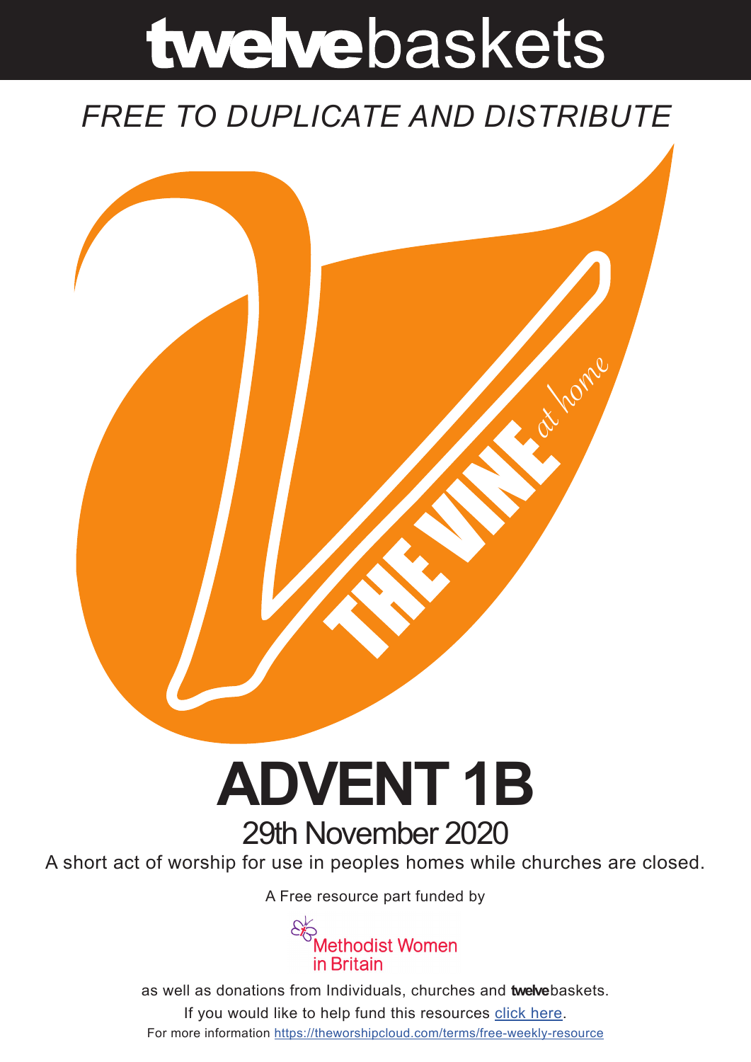# **twelve**baskets

*FREE TO DUPLICATE AND DISTRIBUTE*

THE VINE *at home*

# ADVENT 1B

## 29th November 2020

A short act of worship for use in peoples homes while churches are closed.

A Free resource part funded by

Methodist Women in Britain

as well as donations from Individuals, churches and **twelve**baskets.

If you would like to help fund this resources click here.

For more information https://theworshipcloud.com/terms/free-weekly-resource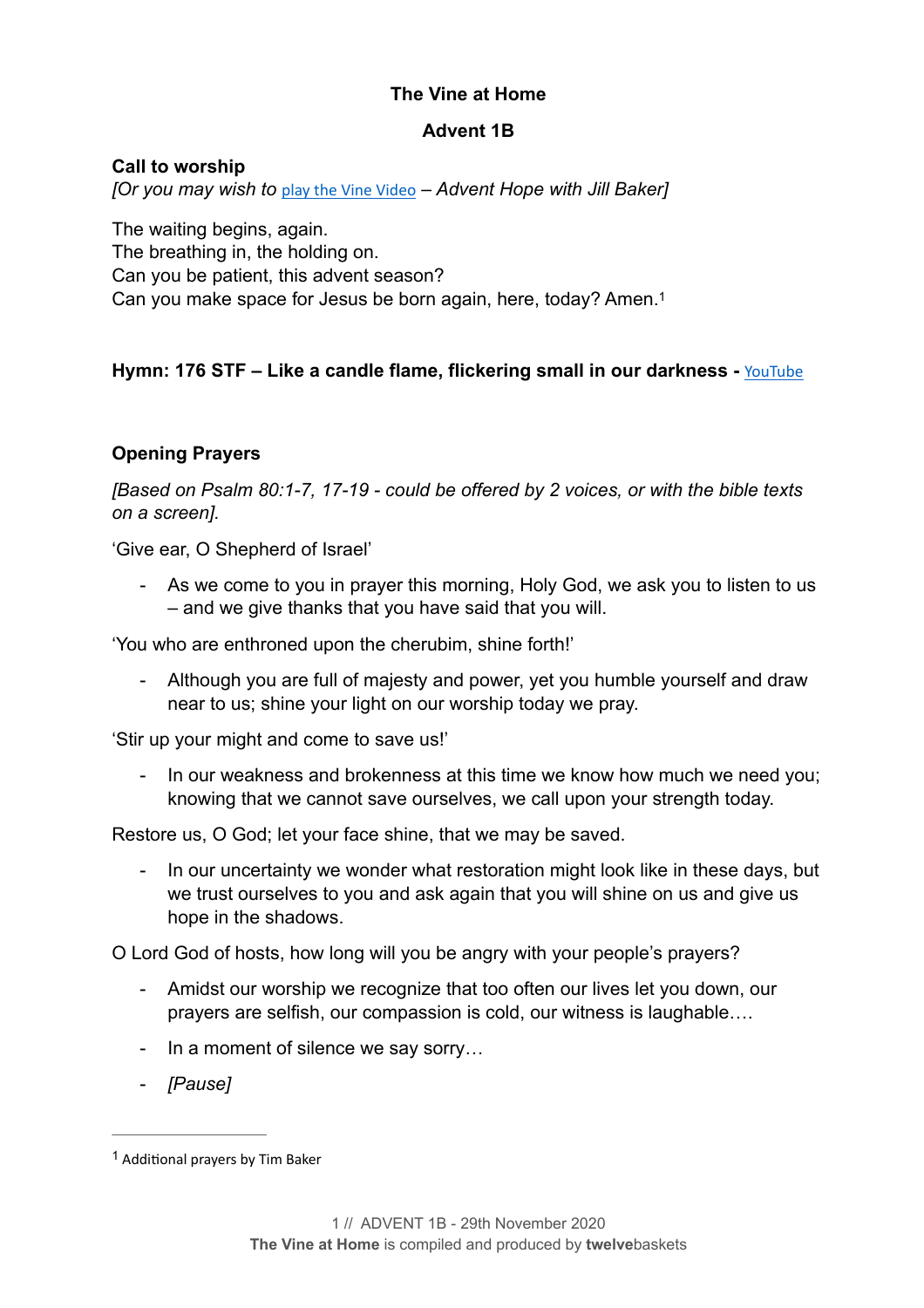**The Vine at Home**

**Advent 1B**

**Call to worship**

*[Or you may wish to* play the Vine Video *– Advent Hope with Jill Baker]*

The waiting begins, again.
The breathing in, the holding on.
Can you be patient, this advent season?
Can you make space for Jesus be born again, here, today? Amen.[1]

**Hymn: 176 STF – Like a candle flame, flickering small in our darkness -** YouTube

**Opening Prayers**

*[Based on Psalm 80:1-7, 17-19 - could be offered by 2 voices, or with the bible texts on a screen].*

'Give ear, O Shepherd of Israel'

- As we come to you in prayer this morning, Holy God, we ask you to listen to us – and we give thanks that you have said that you will.

'You who are enthroned upon the cherubim, shine forth!'

- Although you are full of majesty and power, yet you humble yourself and draw near to us; shine your light on our worship today we pray.

'Stir up your might and come to save us!'

- In our weakness and brokenness at this time we know how much we need you; knowing that we cannot save ourselves, we call upon your strength today.

Restore us, O God; let your face shine, that we may be saved.

- In our uncertainty we wonder what restoration might look like in these days, but we trust ourselves to you and ask again that you will shine on us and give us hope in the shadows.

O Lord God of hosts, how long will you be angry with your people's prayers?

- Amidst our worship we recognize that too often our lives let you down, our prayers are selfish, our compassion is cold, our witness is laughable….
- In a moment of silence we say sorry…
- *[Pause]*

[1] Additional prayers by Tim Baker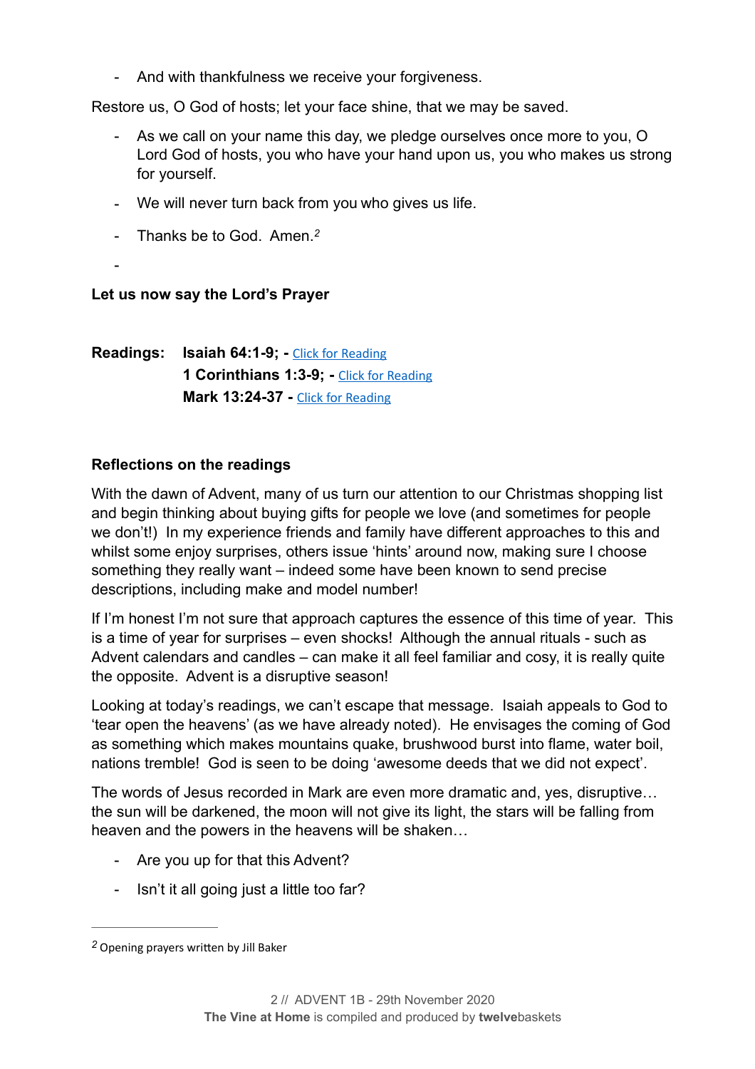- And with thankfulness we receive your forgiveness.

Restore us, O God of hosts; let your face shine, that we may be saved.

- As we call on your name this day, we pledge ourselves once more to you, O Lord God of hosts, you who have your hand upon us, you who makes us strong for yourself.
- We will never turn back from you who gives us life.
- Thanks be to God. Amen.[2]
-

**Let us now say the Lord's Prayer**

**Readings:** **Isaiah 64:1-9; -** Click for Reading
**1 Corinthians 1:3-9; -** Click for Reading
**Mark 13:24-37 -** Click for Reading

**Reflections on the readings**

With the dawn of Advent, many of us turn our attention to our Christmas shopping list and begin thinking about buying gifts for people we love (and sometimes for people we don't!) In my experience friends and family have different approaches to this and whilst some enjoy surprises, others issue 'hints' around now, making sure I choose something they really want – indeed some have been known to send precise descriptions, including make and model number!

If I'm honest I'm not sure that approach captures the essence of this time of year. This is a time of year for surprises – even shocks! Although the annual rituals - such as Advent calendars and candles – can make it all feel familiar and cosy, it is really quite the opposite. Advent is a disruptive season!

Looking at today's readings, we can't escape that message. Isaiah appeals to God to 'tear open the heavens' (as we have already noted). He envisages the coming of God as something which makes mountains quake, brushwood burst into flame, water boil, nations tremble! God is seen to be doing 'awesome deeds that we did not expect'.

The words of Jesus recorded in Mark are even more dramatic and, yes, disruptive… the sun will be darkened, the moon will not give its light, the stars will be falling from heaven and the powers in the heavens will be shaken…

- Are you up for that this Advent?
- Isn't it all going just a little too far?

[2] Opening prayers written by Jill Baker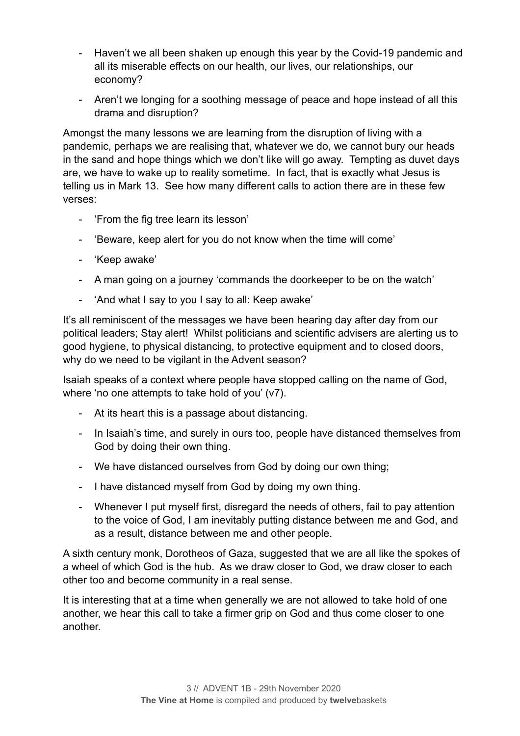- Haven't we all been shaken up enough this year by the Covid-19 pandemic and all its miserable effects on our health, our lives, our relationships, our economy?
- Aren't we longing for a soothing message of peace and hope instead of all this drama and disruption?

Amongst the many lessons we are learning from the disruption of living with a pandemic, perhaps we are realising that, whatever we do, we cannot bury our heads in the sand and hope things which we don't like will go away. Tempting as duvet days are, we have to wake up to reality sometime. In fact, that is exactly what Jesus is telling us in Mark 13. See how many different calls to action there are in these few verses:

- 'From the fig tree learn its lesson'
- 'Beware, keep alert for you do not know when the time will come'
- 'Keep awake'
- A man going on a journey 'commands the doorkeeper to be on the watch'
- 'And what I say to you I say to all: Keep awake'

It's all reminiscent of the messages we have been hearing day after day from our political leaders; Stay alert! Whilst politicians and scientific advisers are alerting us to good hygiene, to physical distancing, to protective equipment and to closed doors, why do we need to be vigilant in the Advent season?

Isaiah speaks of a context where people have stopped calling on the name of God, where 'no one attempts to take hold of you' (v7).

- At its heart this is a passage about distancing.
- In Isaiah's time, and surely in ours too, people have distanced themselves from God by doing their own thing.
- We have distanced ourselves from God by doing our own thing;
- I have distanced myself from God by doing my own thing.
- Whenever I put myself first, disregard the needs of others, fail to pay attention to the voice of God, I am inevitably putting distance between me and God, and as a result, distance between me and other people.

A sixth century monk, Dorotheos of Gaza, suggested that we are all like the spokes of a wheel of which God is the hub. As we draw closer to God, we draw closer to each other too and become community in a real sense.

It is interesting that at a time when generally we are not allowed to take hold of one another, we hear this call to take a firmer grip on God and thus come closer to one another.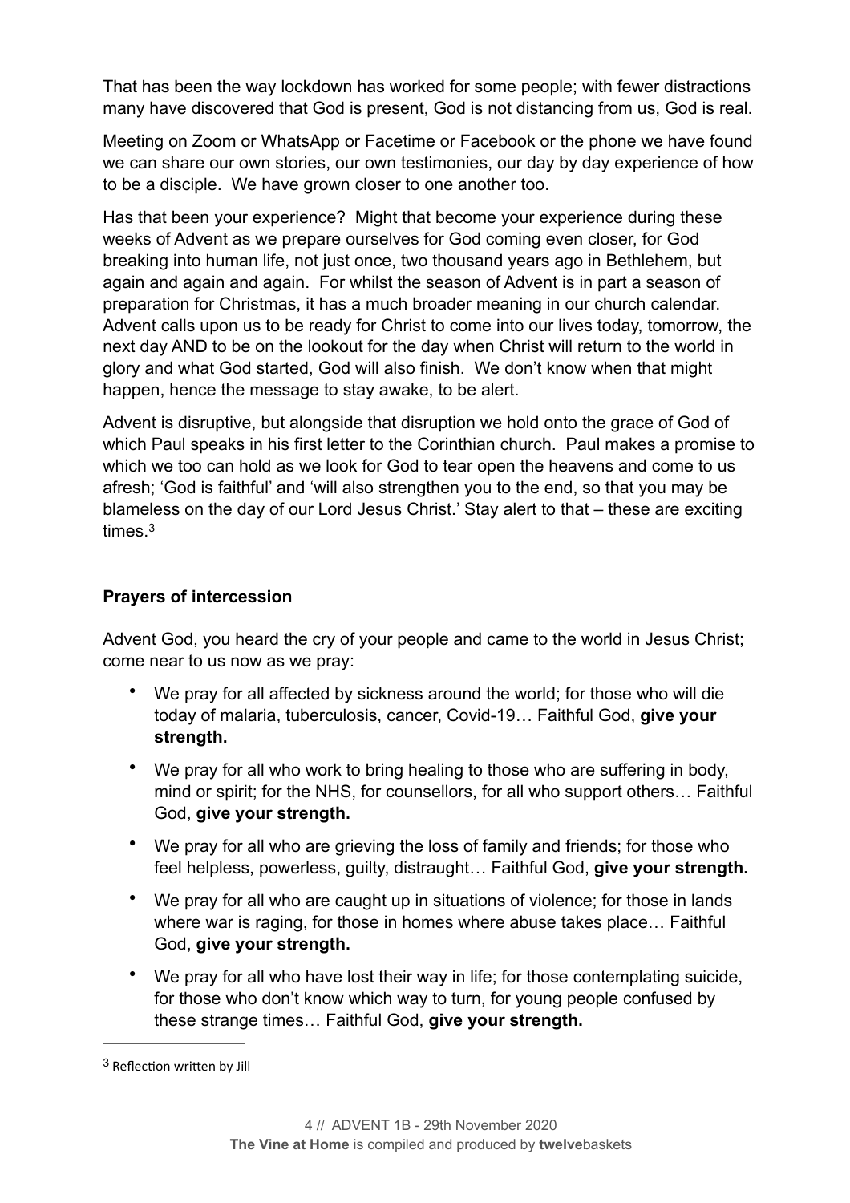That has been the way lockdown has worked for some people; with fewer distractions many have discovered that God is present, God is not distancing from us, God is real.

Meeting on Zoom or WhatsApp or Facetime or Facebook or the phone we have found we can share our own stories, our own testimonies, our day by day experience of how to be a disciple. We have grown closer to one another too.

Has that been your experience? Might that become your experience during these weeks of Advent as we prepare ourselves for God coming even closer, for God breaking into human life, not just once, two thousand years ago in Bethlehem, but again and again and again. For whilst the season of Advent is in part a season of preparation for Christmas, it has a much broader meaning in our church calendar. Advent calls upon us to be ready for Christ to come into our lives today, tomorrow, the next day AND to be on the lookout for the day when Christ will return to the world in glory and what God started, God will also finish. We don't know when that might happen, hence the message to stay awake, to be alert.

Advent is disruptive, but alongside that disruption we hold onto the grace of God of which Paul speaks in his first letter to the Corinthian church. Paul makes a promise to which we too can hold as we look for God to tear open the heavens and come to us afresh; 'God is faithful' and 'will also strengthen you to the end, so that you may be blameless on the day of our Lord Jesus Christ.' Stay alert to that – these are exciting times.[3]

**Prayers of intercession**

Advent God, you heard the cry of your people and came to the world in Jesus Christ; come near to us now as we pray:

- We pray for all affected by sickness around the world; for those who will die today of malaria, tuberculosis, cancer, Covid-19… Faithful God, **give your strength.**
- We pray for all who work to bring healing to those who are suffering in body, mind or spirit; for the NHS, for counsellors, for all who support others… Faithful God, **give your strength.**
- We pray for all who are grieving the loss of family and friends; for those who feel helpless, powerless, guilty, distraught… Faithful God, **give your strength.**
- We pray for all who are caught up in situations of violence; for those in lands where war is raging, for those in homes where abuse takes place… Faithful God, **give your strength.**
- We pray for all who have lost their way in life; for those contemplating suicide, for those who don't know which way to turn, for young people confused by these strange times… Faithful God, **give your strength.**

---

[3] Reflection written by Jill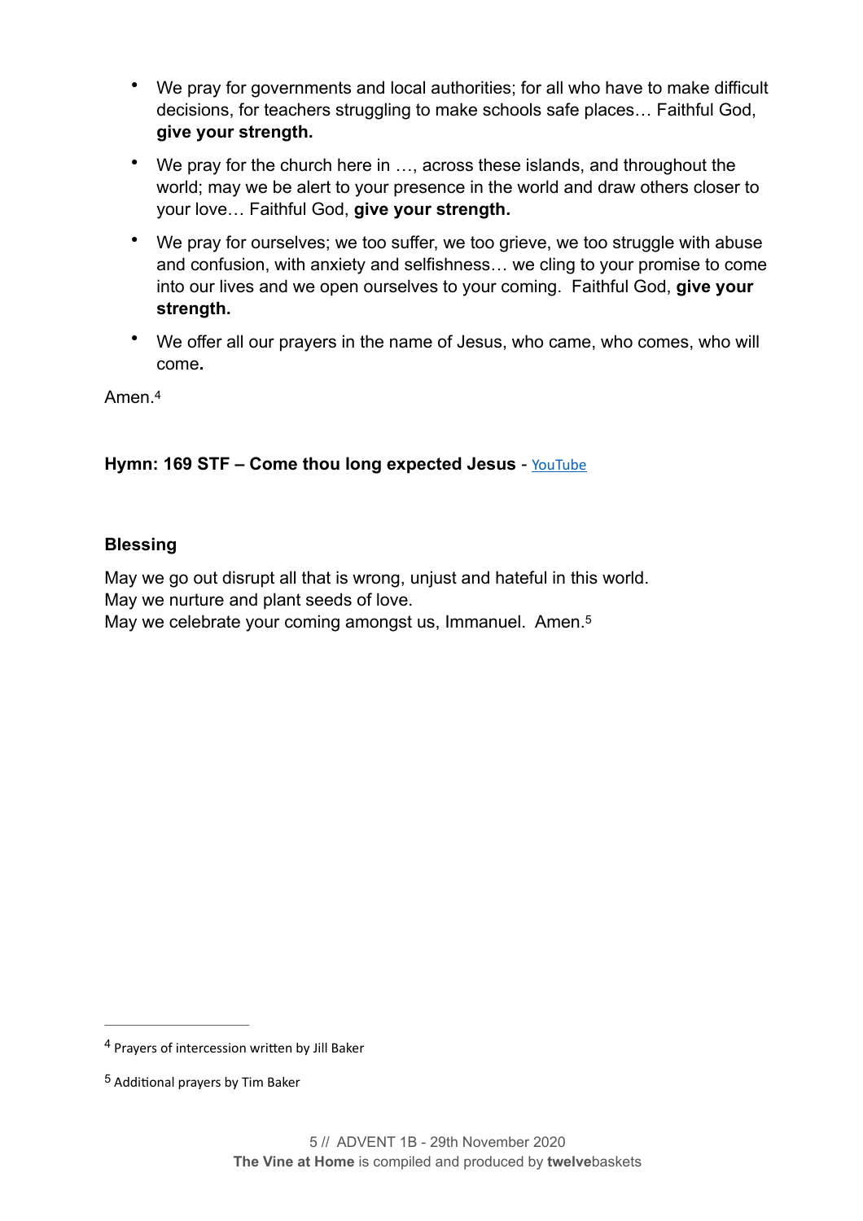- We pray for governments and local authorities; for all who have to make difficult decisions, for teachers struggling to make schools safe places… Faithful God, **give your strength.**
- We pray for the church here in …, across these islands, and throughout the world; may we be alert to your presence in the world and draw others closer to your love… Faithful God, **give your strength.**
- We pray for ourselves; we too suffer, we too grieve, we too struggle with abuse and confusion, with anxiety and selfishness… we cling to your promise to come into our lives and we open ourselves to your coming. Faithful God, **give your strength.**
- We offer all our prayers in the name of Jesus, who came, who comes, who will come**.**

Amen.[4]

**Hymn: 169 STF – Come thou long expected Jesus** - YouTube

**Blessing**

May we go out disrupt all that is wrong, unjust and hateful in this world.
May we nurture and plant seeds of love.
May we celebrate your coming amongst us, Immanuel. Amen.[5]

---

[4] Prayers of intercession written by Jill Baker

[5] Additional prayers by Tim Baker